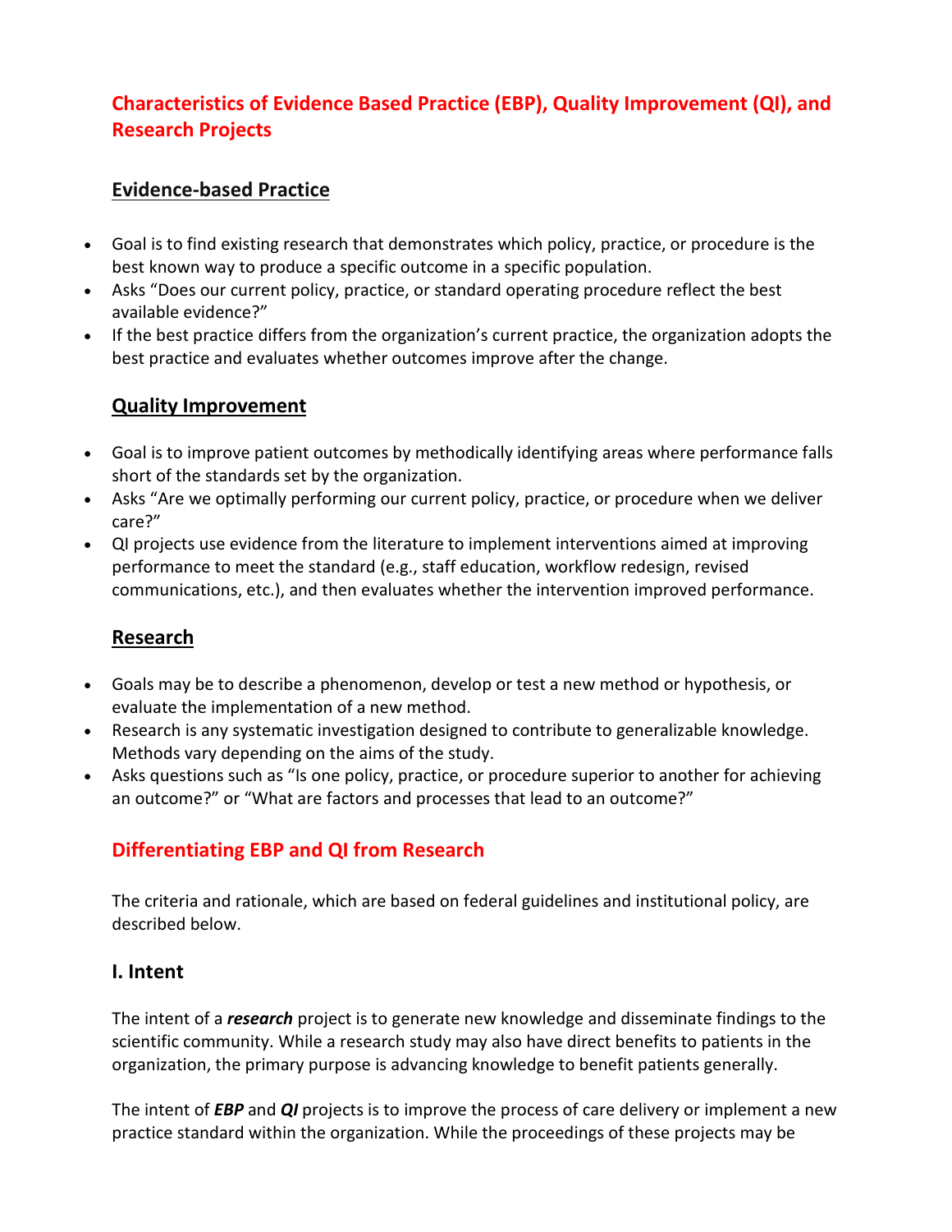# Characteristics of Evidence Based Practice (EBP), Quality Improvement (QI), and Research Projects

## Evidence-based Practice

- Goal is to find existing research that demonstrates which policy, practice, or procedure is the best known way to produce a specific outcome in a specific population.
- Asks "Does our current policy, practice, or standard operating procedure reflect the best available evidence?"
- If the best practice differs from the organization's current practice, the organization adopts the best practice and evaluates whether outcomes improve after the change.

## Quality Improvement

- Goal is to improve patient outcomes by methodically identifying areas where performance falls short of the standards set by the organization.
- Asks "Are we optimally performing our current policy, practice, or procedure when we deliver care?"
- QI projects use evidence from the literature to implement interventions aimed at improving performance to meet the standard (e.g., staff education, workflow redesign, revised communications, etc.), and then evaluates whether the intervention improved performance.

## Research

- Goals may be to describe a phenomenon, develop or test a new method or hypothesis, or evaluate the implementation of a new method.
- Research is any systematic investigation designed to contribute to generalizable knowledge. Methods vary depending on the aims of the study.
- Asks questions such as "Is one policy, practice, or procedure superior to another for achieving an outcome?" or "What are factors and processes that lead to an outcome?"

# Differentiating EBP and QI from Research

The criteria and rationale, which are based on federal guidelines and institutional policy, are described below.

## I. Intent

The intent of a ***research*** project is to generate new knowledge and disseminate findings to the scientific community. While a research study may also have direct benefits to patients in the organization, the primary purpose is advancing knowledge to benefit patients generally.

The intent of ***EBP*** and ***QI*** projects is to improve the process of care delivery or implement a new practice standard within the organization. While the proceedings of these projects may be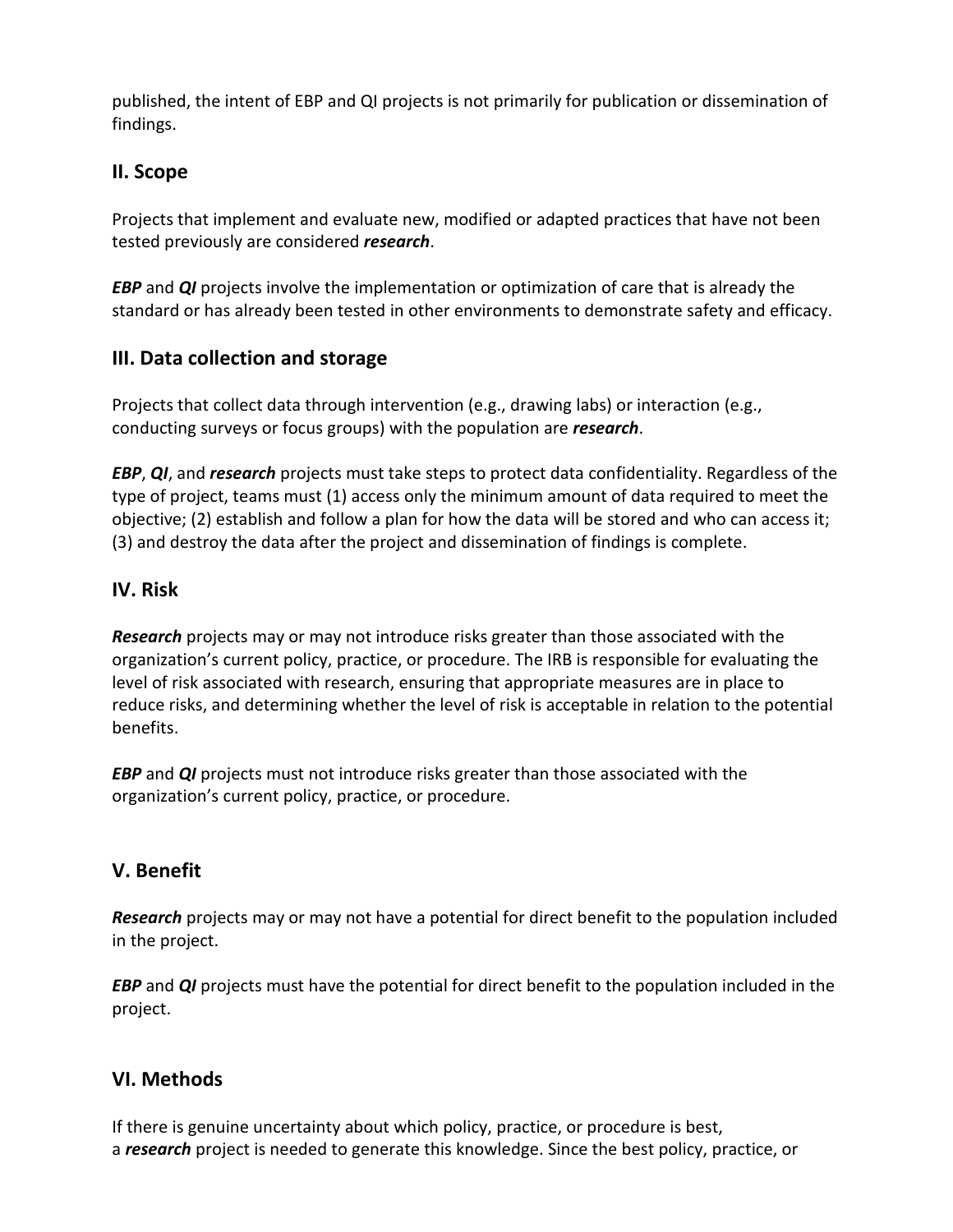published, the intent of EBP and QI projects is not primarily for publication or dissemination of findings.

## II. Scope

Projects that implement and evaluate new, modified or adapted practices that have not been tested previously are considered ***research***.

***EBP*** and ***QI*** projects involve the implementation or optimization of care that is already the standard or has already been tested in other environments to demonstrate safety and efficacy.

## III. Data collection and storage

Projects that collect data through intervention (e.g., drawing labs) or interaction (e.g., conducting surveys or focus groups) with the population are ***research***.

***EBP***, ***QI***, and ***research*** projects must take steps to protect data confidentiality. Regardless of the type of project, teams must (1) access only the minimum amount of data required to meet the objective; (2) establish and follow a plan for how the data will be stored and who can access it; (3) and destroy the data after the project and dissemination of findings is complete.

## IV. Risk

***Research*** projects may or may not introduce risks greater than those associated with the organization's current policy, practice, or procedure. The IRB is responsible for evaluating the level of risk associated with research, ensuring that appropriate measures are in place to reduce risks, and determining whether the level of risk is acceptable in relation to the potential benefits.

***EBP*** and ***QI*** projects must not introduce risks greater than those associated with the organization's current policy, practice, or procedure.

## V. Benefit

***Research*** projects may or may not have a potential for direct benefit to the population included in the project.

***EBP*** and ***QI*** projects must have the potential for direct benefit to the population included in the project.

## VI. Methods

If there is genuine uncertainty about which policy, practice, or procedure is best, a ***research*** project is needed to generate this knowledge. Since the best policy, practice, or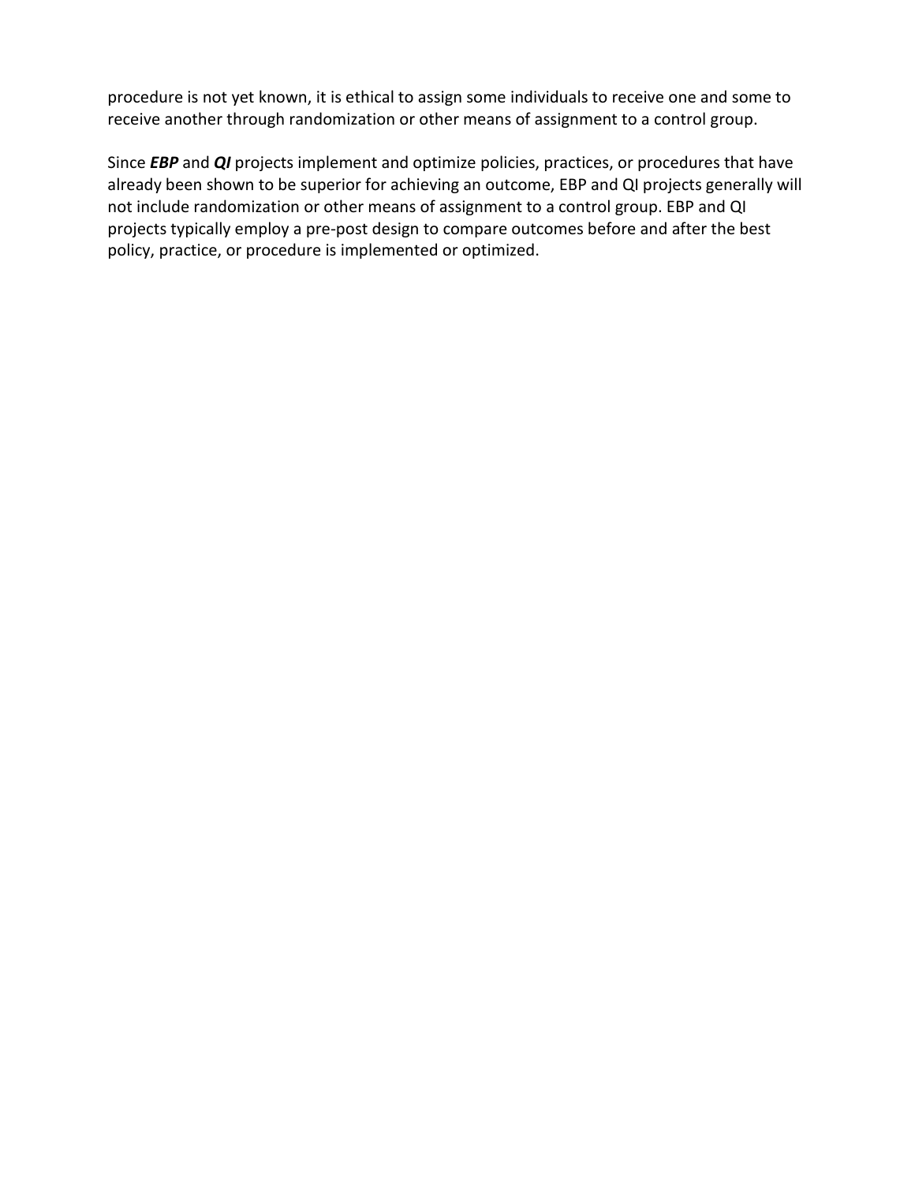procedure is not yet known, it is ethical to assign some individuals to receive one and some to receive another through randomization or other means of assignment to a control group.

Since ***EBP*** and ***QI*** projects implement and optimize policies, practices, or procedures that have already been shown to be superior for achieving an outcome, EBP and QI projects generally will not include randomization or other means of assignment to a control group. EBP and QI projects typically employ a pre-post design to compare outcomes before and after the best policy, practice, or procedure is implemented or optimized.